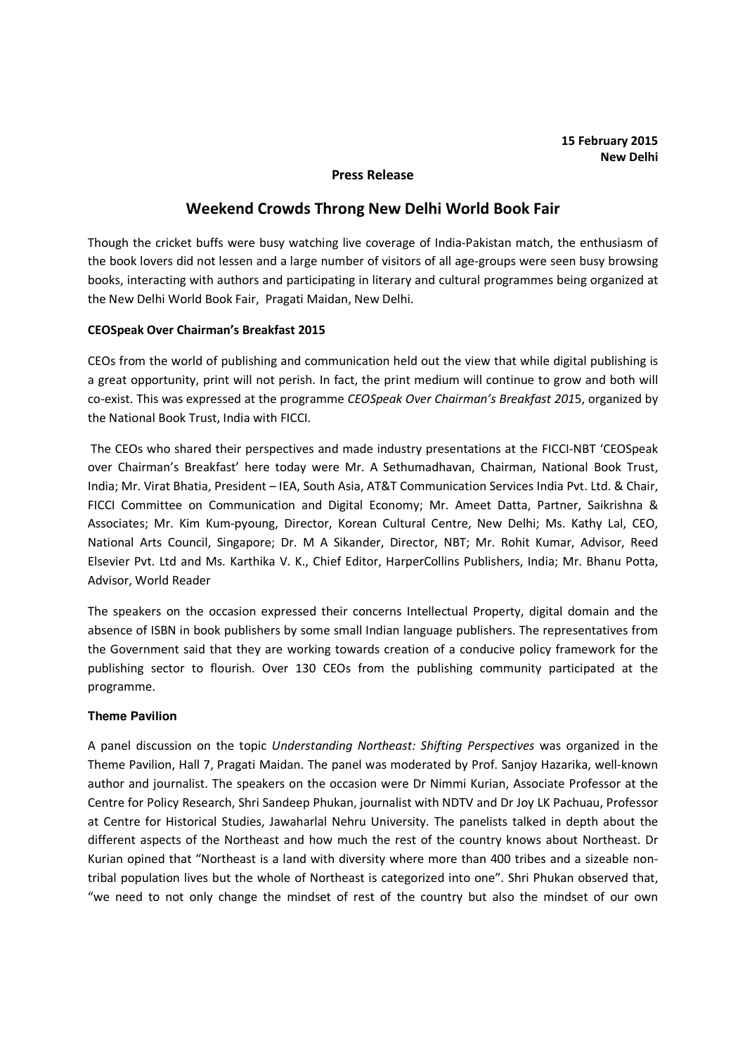**15 February 2015**
**New Delhi**

**Press Release**

# Weekend Crowds Throng New Delhi World Book Fair

Though the cricket buffs were busy watching live coverage of India-Pakistan match, the enthusiasm of the book lovers did not lessen and a large number of visitors of all age-groups were seen busy browsing books, interacting with authors and participating in literary and cultural programmes being organized at the New Delhi World Book Fair, Pragati Maidan, New Delhi.

## CEOSpeak Over Chairman's Breakfast 2015

CEOs from the world of publishing and communication held out the view that while digital publishing is a great opportunity, print will not perish. In fact, the print medium will continue to grow and both will co-exist. This was expressed at the programme *CEOSpeak Over Chairman's Breakfast 201*5, organized by the National Book Trust, India with FICCI.

The CEOs who shared their perspectives and made industry presentations at the FICCI-NBT 'CEOSpeak over Chairman's Breakfast' here today were Mr. A Sethumadhavan, Chairman, National Book Trust, India; Mr. Virat Bhatia, President – IEA, South Asia, AT&T Communication Services India Pvt. Ltd. & Chair, FICCI Committee on Communication and Digital Economy; Mr. Ameet Datta, Partner, Saikrishna & Associates; Mr. Kim Kum-pyoung, Director, Korean Cultural Centre, New Delhi; Ms. Kathy Lal, CEO, National Arts Council, Singapore; Dr. M A Sikander, Director, NBT; Mr. Rohit Kumar, Advisor, Reed Elsevier Pvt. Ltd and Ms. Karthika V. K., Chief Editor, HarperCollins Publishers, India; Mr. Bhanu Potta, Advisor, World Reader

The speakers on the occasion expressed their concerns Intellectual Property, digital domain and the absence of ISBN in book publishers by some small Indian language publishers. The representatives from the Government said that they are working towards creation of a conducive policy framework for the publishing sector to flourish. Over 130 CEOs from the publishing community participated at the programme.

## Theme Pavilion

A panel discussion on the topic *Understanding Northeast: Shifting Perspectives* was organized in the Theme Pavilion, Hall 7, Pragati Maidan. The panel was moderated by Prof. Sanjoy Hazarika, well-known author and journalist. The speakers on the occasion were Dr Nimmi Kurian, Associate Professor at the Centre for Policy Research, Shri Sandeep Phukan, journalist with NDTV and Dr Joy LK Pachuau, Professor at Centre for Historical Studies, Jawaharlal Nehru University. The panelists talked in depth about the different aspects of the Northeast and how much the rest of the country knows about Northeast. Dr Kurian opined that "Northeast is a land with diversity where more than 400 tribes and a sizeable non-tribal population lives but the whole of Northeast is categorized into one". Shri Phukan observed that, "we need to not only change the mindset of rest of the country but also the mindset of our own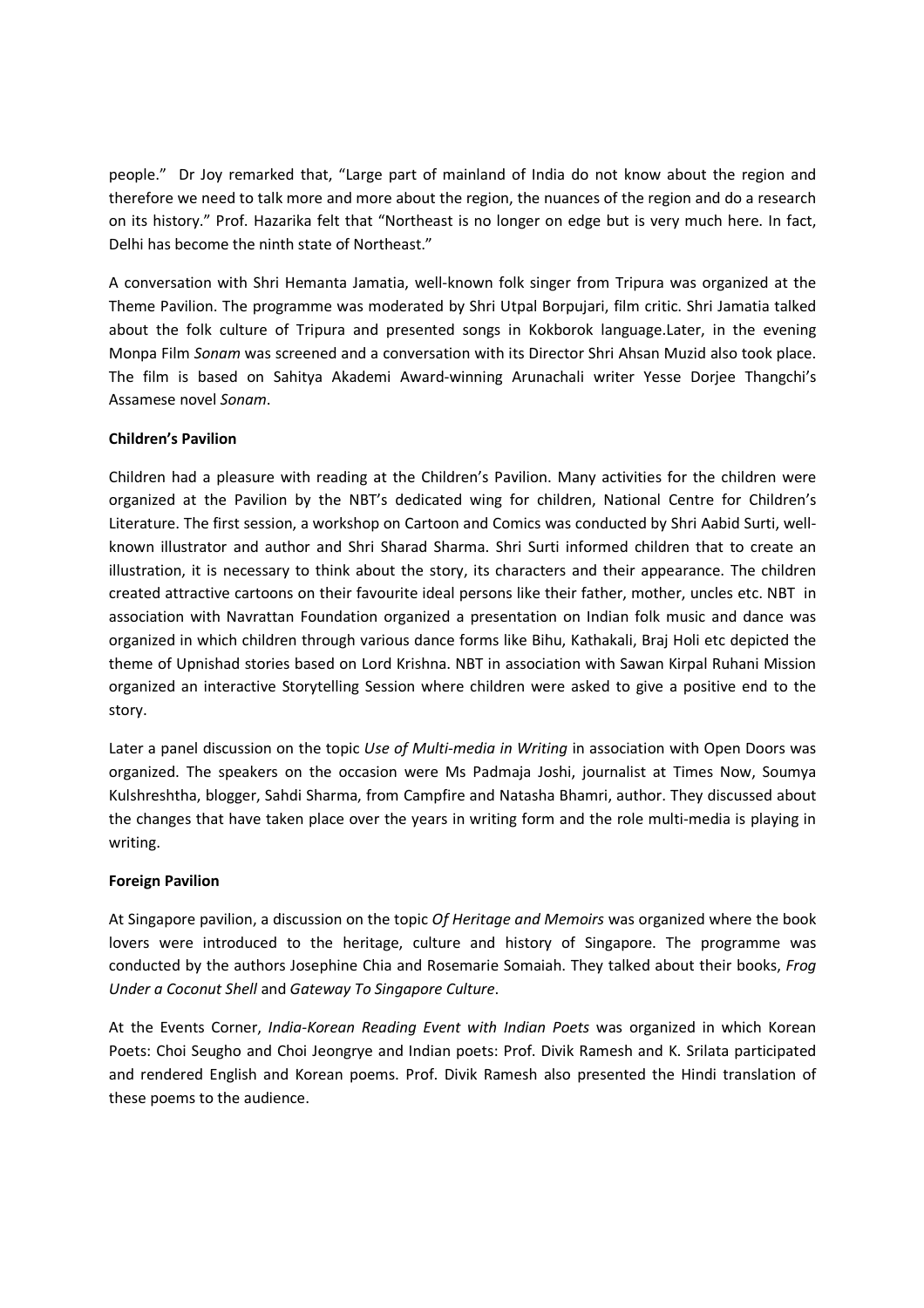people." Dr Joy remarked that, "Large part of mainland of India do not know about the region and therefore we need to talk more and more about the region, the nuances of the region and do a research on its history." Prof. Hazarika felt that "Northeast is no longer on edge but is very much here. In fact, Delhi has become the ninth state of Northeast."

A conversation with Shri Hemanta Jamatia, well-known folk singer from Tripura was organized at the Theme Pavilion. The programme was moderated by Shri Utpal Borpujari, film critic. Shri Jamatia talked about the folk culture of Tripura and presented songs in Kokborok language.Later, in the evening Monpa Film *Sonam* was screened and a conversation with its Director Shri Ahsan Muzid also took place. The film is based on Sahitya Akademi Award-winning Arunachali writer Yesse Dorjee Thangchi's Assamese novel *Sonam*.

**Children's Pavilion**

Children had a pleasure with reading at the Children's Pavilion. Many activities for the children were organized at the Pavilion by the NBT's dedicated wing for children, National Centre for Children's Literature. The first session, a workshop on Cartoon and Comics was conducted by Shri Aabid Surti, well-known illustrator and author and Shri Sharad Sharma. Shri Surti informed children that to create an illustration, it is necessary to think about the story, its characters and their appearance. The children created attractive cartoons on their favourite ideal persons like their father, mother, uncles etc. NBT in association with Navrattan Foundation organized a presentation on Indian folk music and dance was organized in which children through various dance forms like Bihu, Kathakali, Braj Holi etc depicted the theme of Upnishad stories based on Lord Krishna. NBT in association with Sawan Kirpal Ruhani Mission organized an interactive Storytelling Session where children were asked to give a positive end to the story.

Later a panel discussion on the topic *Use of Multi-media in Writing* in association with Open Doors was organized. The speakers on the occasion were Ms Padmaja Joshi, journalist at Times Now, Soumya Kulshreshtha, blogger, Sahdi Sharma, from Campfire and Natasha Bhamri, author. They discussed about the changes that have taken place over the years in writing form and the role multi-media is playing in writing.

**Foreign Pavilion**

At Singapore pavilion, a discussion on the topic *Of Heritage and Memoirs* was organized where the book lovers were introduced to the heritage, culture and history of Singapore. The programme was conducted by the authors Josephine Chia and Rosemarie Somaiah. They talked about their books, *Frog Under a Coconut Shell* and *Gateway To Singapore Culture*.

At the Events Corner, *India-Korean Reading Event with Indian Poets* was organized in which Korean Poets: Choi Seugho and Choi Jeongrye and Indian poets: Prof. Divik Ramesh and K. Srilata participated and rendered English and Korean poems. Prof. Divik Ramesh also presented the Hindi translation of these poems to the audience.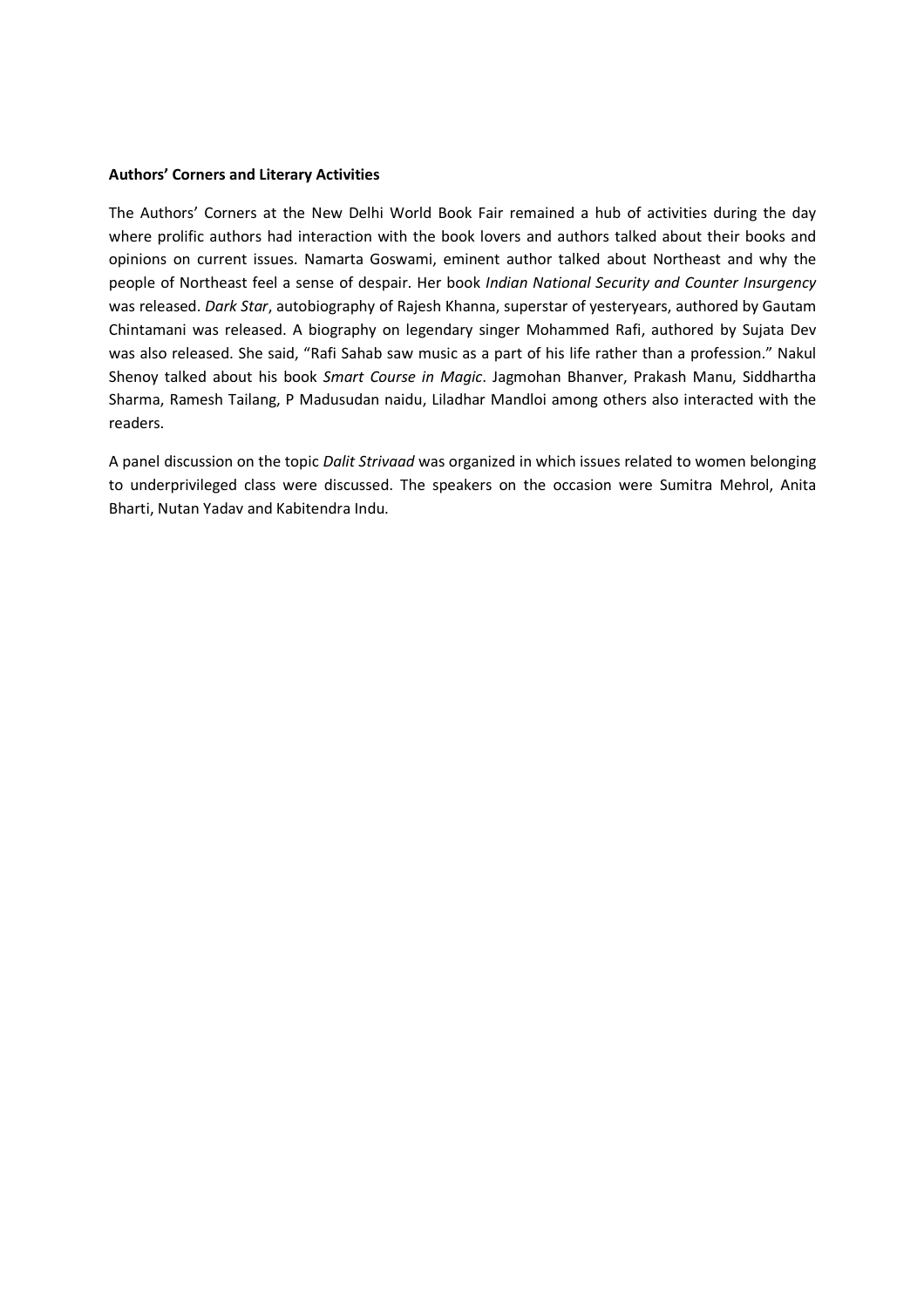**Authors' Corners and Literary Activities**

The Authors' Corners at the New Delhi World Book Fair remained a hub of activities during the day where prolific authors had interaction with the book lovers and authors talked about their books and opinions on current issues. Namarta Goswami, eminent author talked about Northeast and why the people of Northeast feel a sense of despair. Her book *Indian National Security and Counter Insurgency* was released. *Dark Star*, autobiography of Rajesh Khanna, superstar of yesteryears, authored by Gautam Chintamani was released. A biography on legendary singer Mohammed Rafi, authored by Sujata Dev was also released. She said, "Rafi Sahab saw music as a part of his life rather than a profession." Nakul Shenoy talked about his book *Smart Course in Magic*. Jagmohan Bhanver, Prakash Manu, Siddhartha Sharma, Ramesh Tailang, P Madusudan naidu, Liladhar Mandloi among others also interacted with the readers.

A panel discussion on the topic *Dalit Strivaad* was organized in which issues related to women belonging to underprivileged class were discussed. The speakers on the occasion were Sumitra Mehrol, Anita Bharti, Nutan Yadav and Kabitendra Indu.